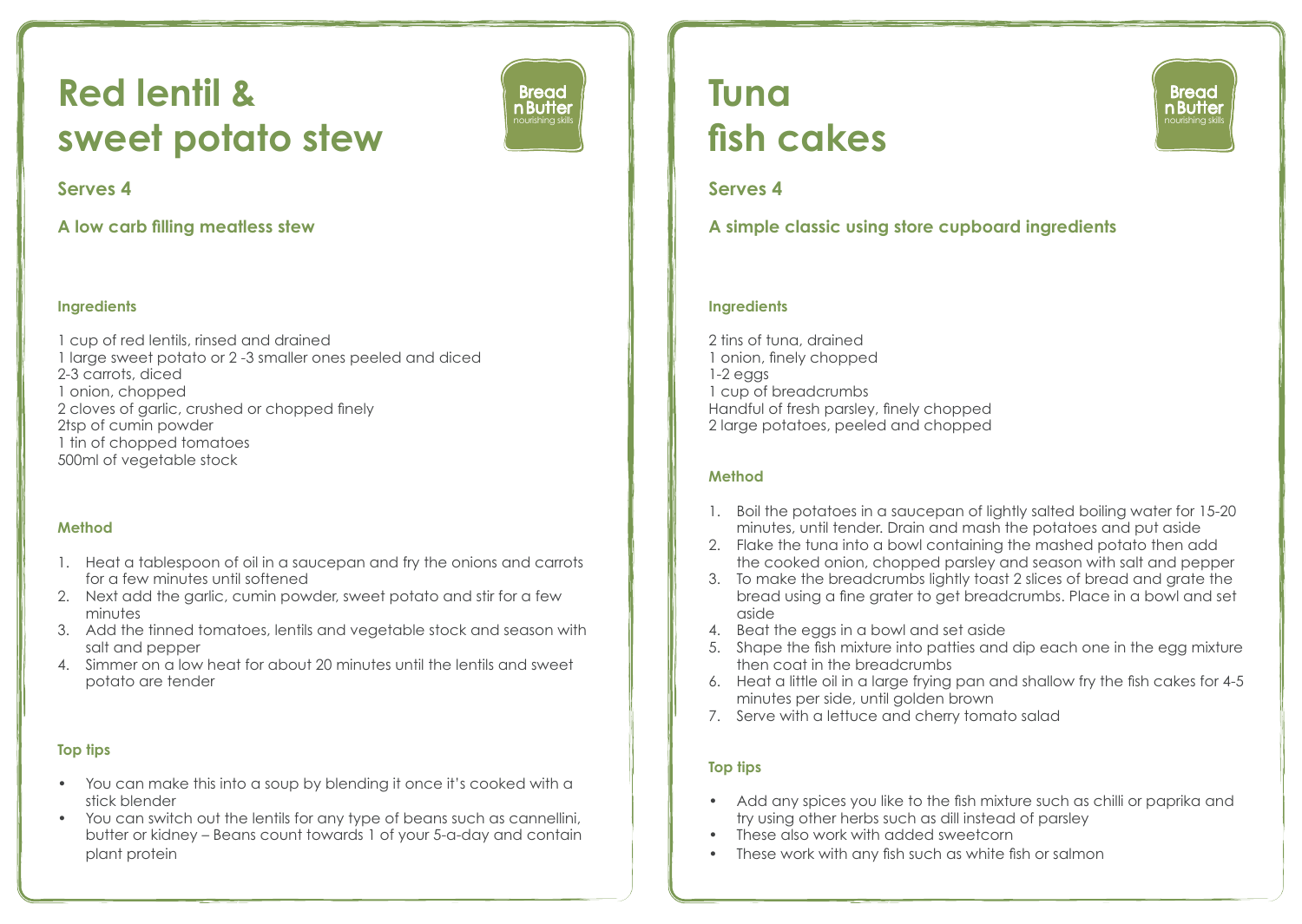# Red lentil & sweet potato stew

Bread n Butter
nourishing skills

## Serves 4

## A low carb filling meatless stew

### Ingredients

1 cup of red lentils, rinsed and drained
1 large sweet potato or 2 -3 smaller ones peeled and diced
2-3 carrots, diced
1 onion, chopped
2 cloves of garlic, crushed or chopped finely
2tsp of cumin powder
1 tin of chopped tomatoes
500ml of vegetable stock

### Method

1. Heat a tablespoon of oil in a saucepan and fry the onions and carrots for a few minutes until softened
2. Next add the garlic, cumin powder, sweet potato and stir for a few minutes
3. Add the tinned tomatoes, lentils and vegetable stock and season with salt and pepper
4. Simmer on a low heat for about 20 minutes until the lentils and sweet potato are tender

### Top tips

- You can make this into a soup by blending it once it's cooked with a stick blender
- You can switch out the lentils for any type of beans such as cannellini, butter or kidney – Beans count towards 1 of your 5-a-day and contain plant protein

# Tuna fish cakes

Bread n Butter
nourishing skills

## Serves 4

## A simple classic using store cupboard ingredients

### Ingredients

2 tins of tuna, drained
1 onion, finely chopped
1-2 eggs
1 cup of breadcrumbs
Handful of fresh parsley, finely chopped
2 large potatoes, peeled and chopped

### Method

1. Boil the potatoes in a saucepan of lightly salted boiling water for 15-20 minutes, until tender. Drain and mash the potatoes and put aside
2. Flake the tuna into a bowl containing the mashed potato then add the cooked onion, chopped parsley and season with salt and pepper
3. To make the breadcrumbs lightly toast 2 slices of bread and grate the bread using a fine grater to get breadcrumbs. Place in a bowl and set aside
4. Beat the eggs in a bowl and set aside
5. Shape the fish mixture into patties and dip each one in the egg mixture then coat in the breadcrumbs
6. Heat a little oil in a large frying pan and shallow fry the fish cakes for 4-5 minutes per side, until golden brown
7. Serve with a lettuce and cherry tomato salad

### Top tips

- Add any spices you like to the fish mixture such as chilli or paprika and try using other herbs such as dill instead of parsley
- These also work with added sweetcorn
- These work with any fish such as white fish or salmon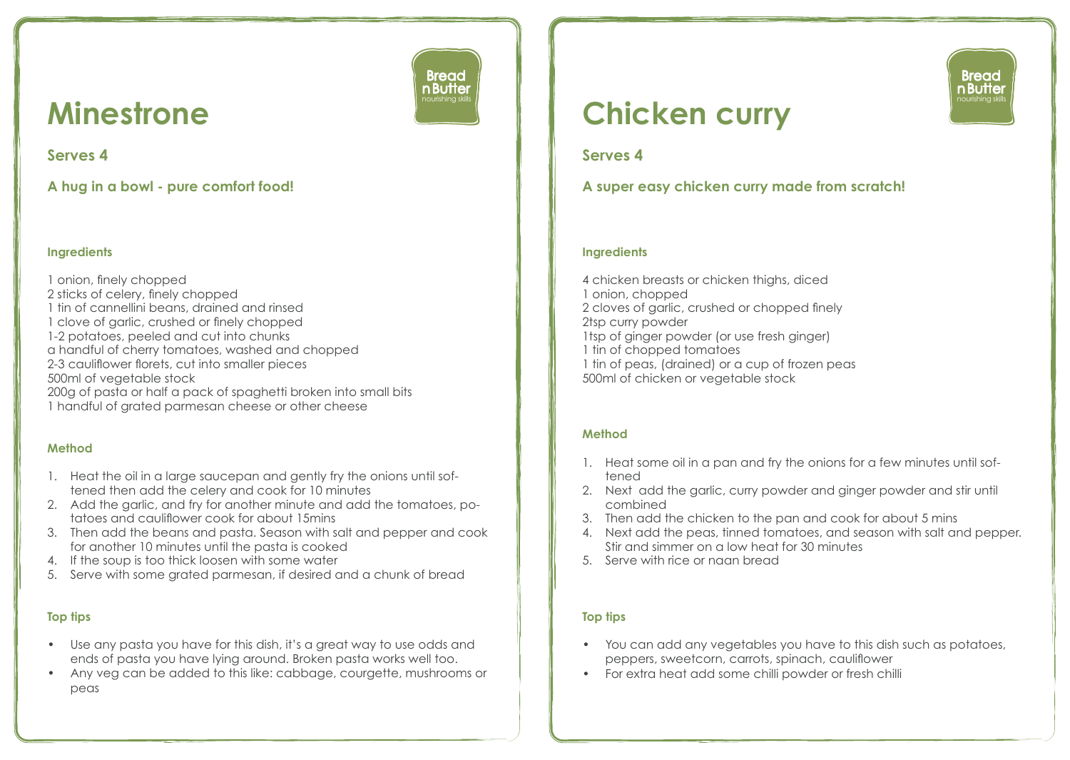# Minestrone

Bread n Butter
nourishing skills

## Serves 4

**A hug in a bowl - pure comfort food!**

### Ingredients

1 onion, finely chopped
2 sticks of celery, finely chopped
1 tin of cannellini beans, drained and rinsed
1 clove of garlic, crushed or finely chopped
1-2 potatoes, peeled and cut into chunks
a handful of cherry tomatoes, washed and chopped
2-3 cauliflower florets, cut into smaller pieces
500ml of vegetable stock
200g of pasta or half a pack of spaghetti broken into small bits
1 handful of grated parmesan cheese or other cheese

### Method

1. Heat the oil in a large saucepan and gently fry the onions until softened then add the celery and cook for 10 minutes
2. Add the garlic, and fry for another minute and add the tomatoes, potatoes and cauliflower cook for about 15mins
3. Then add the beans and pasta. Season with salt and pepper and cook for another 10 minutes until the pasta is cooked
4. If the soup is too thick loosen with some water
5. Serve with some grated parmesan, if desired and a chunk of bread

### Top tips

- Use any pasta you have for this dish, it's a great way to use odds and ends of pasta you have lying around. Broken pasta works well too.
- Any veg can be added to this like: cabbage, courgette, mushrooms or peas

# Chicken curry

Bread n Butter
nourishing skills

## Serves 4

**A super easy chicken curry made from scratch!**

### Ingredients

4 chicken breasts or chicken thighs, diced
1 onion, chopped
2 cloves of garlic, crushed or chopped finely
2tsp curry powder
1tsp of ginger powder (or use fresh ginger)
1 tin of chopped tomatoes
1 tin of peas, (drained) or a cup of frozen peas
500ml of chicken or vegetable stock

### Method

1. Heat some oil in a pan and fry the onions for a few minutes until softened
2. Next add the garlic, curry powder and ginger powder and stir until combined
3. Then add the chicken to the pan and cook for about 5 mins
4. Next add the peas, tinned tomatoes, and season with salt and pepper. Stir and simmer on a low heat for 30 minutes
5. Serve with rice or naan bread

### Top tips

- You can add any vegetables you have to this dish such as potatoes, peppers, sweetcorn, carrots, spinach, cauliflower
- For extra heat add some chilli powder or fresh chilli